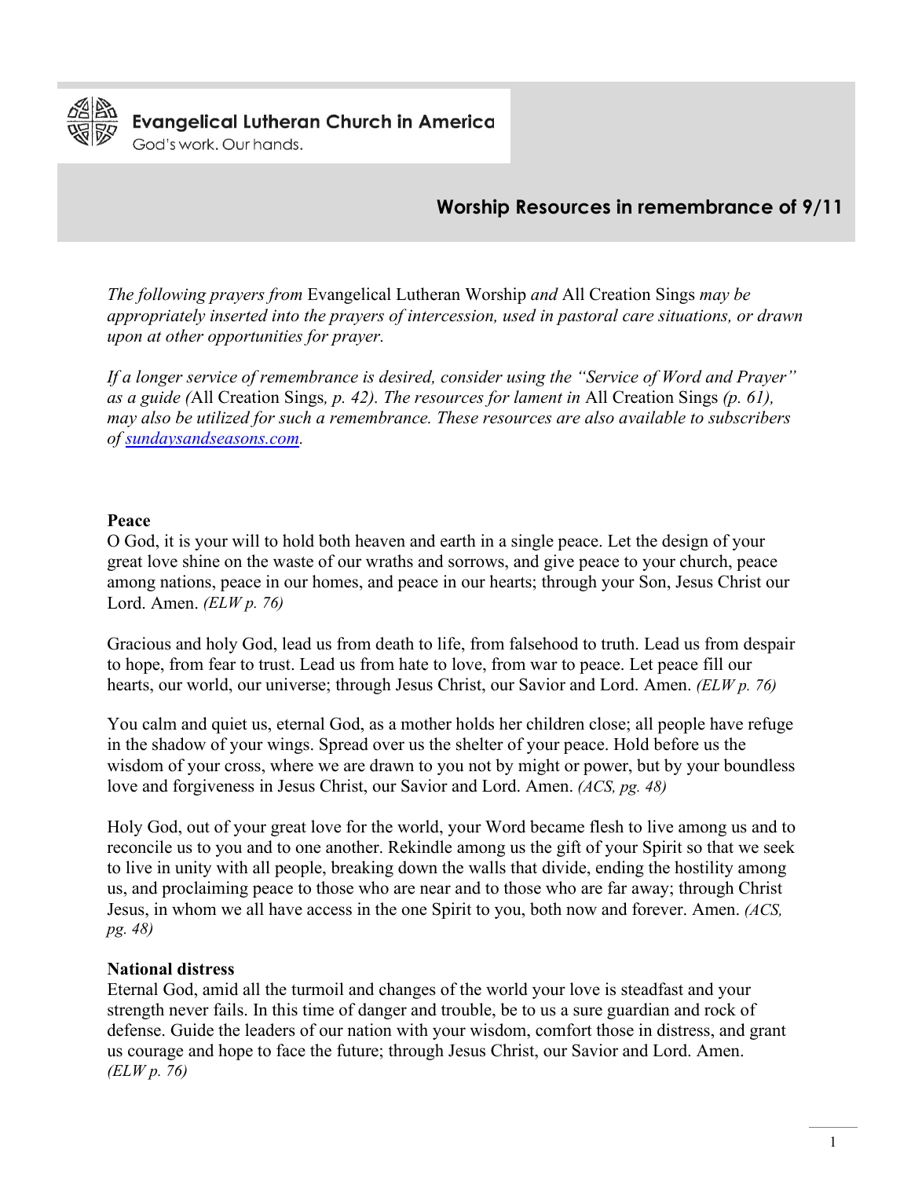**Evangelical Lutheran Church in America**
God's work. Our hands.

# Worship Resources in remembrance of 9/11

*The following prayers from* Evangelical Lutheran Worship *and* All Creation Sings *may be appropriately inserted into the prayers of intercession, used in pastoral care situations, or drawn upon at other opportunities for prayer.*

*If a longer service of remembrance is desired, consider using the "Service of Word and Prayer" as a guide (*All Creation Sings*, p. 42). The resources for lament in* All Creation Sings *(p. 61), may also be utilized for such a remembrance. These resources are also available to subscribers of [sundaysandseasons.com](sundaysandseasons.com).*

**Peace**

O God, it is your will to hold both heaven and earth in a single peace. Let the design of your great love shine on the waste of our wraths and sorrows, and give peace to your church, peace among nations, peace in our homes, and peace in our hearts; through your Son, Jesus Christ our Lord. Amen. *(ELW p. 76)*

Gracious and holy God, lead us from death to life, from falsehood to truth. Lead us from despair to hope, from fear to trust. Lead us from hate to love, from war to peace. Let peace fill our hearts, our world, our universe; through Jesus Christ, our Savior and Lord. Amen. *(ELW p. 76)*

You calm and quiet us, eternal God, as a mother holds her children close; all people have refuge in the shadow of your wings. Spread over us the shelter of your peace. Hold before us the wisdom of your cross, where we are drawn to you not by might or power, but by your boundless love and forgiveness in Jesus Christ, our Savior and Lord. Amen. *(ACS, pg. 48)*

Holy God, out of your great love for the world, your Word became flesh to live among us and to reconcile us to you and to one another. Rekindle among us the gift of your Spirit so that we seek to live in unity with all people, breaking down the walls that divide, ending the hostility among us, and proclaiming peace to those who are near and to those who are far away; through Christ Jesus, in whom we all have access in the one Spirit to you, both now and forever. Amen. *(ACS, pg. 48)*

**National distress**

Eternal God, amid all the turmoil and changes of the world your love is steadfast and your strength never fails. In this time of danger and trouble, be to us a sure guardian and rock of defense. Guide the leaders of our nation with your wisdom, comfort those in distress, and grant us courage and hope to face the future; through Jesus Christ, our Savior and Lord. Amen. *(ELW p. 76)*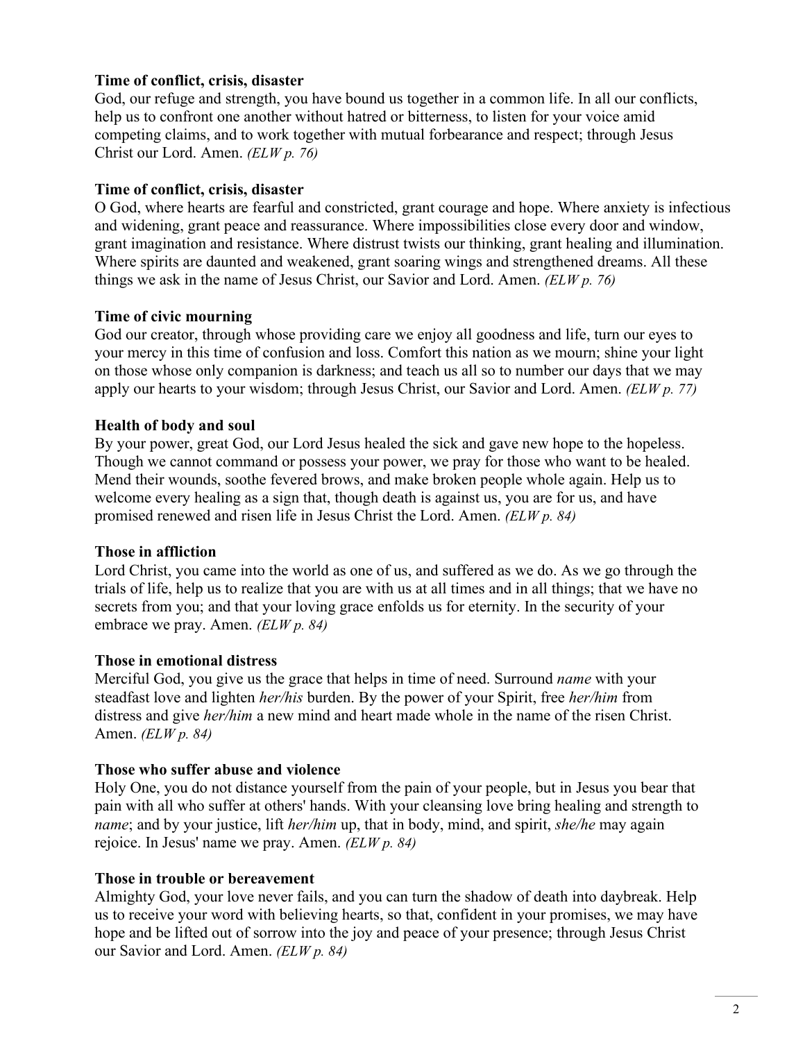**Time of conflict, crisis, disaster**
God, our refuge and strength, you have bound us together in a common life. In all our conflicts, help us to confront one another without hatred or bitterness, to listen for your voice amid competing claims, and to work together with mutual forbearance and respect; through Jesus Christ our Lord. Amen. *(ELW p. 76)*

**Time of conflict, crisis, disaster**
O God, where hearts are fearful and constricted, grant courage and hope. Where anxiety is infectious and widening, grant peace and reassurance. Where impossibilities close every door and window, grant imagination and resistance. Where distrust twists our thinking, grant healing and illumination. Where spirits are daunted and weakened, grant soaring wings and strengthened dreams. All these things we ask in the name of Jesus Christ, our Savior and Lord. Amen. *(ELW p. 76)*

**Time of civic mourning**
God our creator, through whose providing care we enjoy all goodness and life, turn our eyes to your mercy in this time of confusion and loss. Comfort this nation as we mourn; shine your light on those whose only companion is darkness; and teach us all so to number our days that we may apply our hearts to your wisdom; through Jesus Christ, our Savior and Lord. Amen. *(ELW p. 77)*

**Health of body and soul**
By your power, great God, our Lord Jesus healed the sick and gave new hope to the hopeless. Though we cannot command or possess your power, we pray for those who want to be healed. Mend their wounds, soothe fevered brows, and make broken people whole again. Help us to welcome every healing as a sign that, though death is against us, you are for us, and have promised renewed and risen life in Jesus Christ the Lord. Amen. *(ELW p. 84)*

**Those in affliction**
Lord Christ, you came into the world as one of us, and suffered as we do. As we go through the trials of life, help us to realize that you are with us at all times and in all things; that we have no secrets from you; and that your loving grace enfolds us for eternity. In the security of your embrace we pray. Amen. *(ELW p. 84)*

**Those in emotional distress**
Merciful God, you give us the grace that helps in time of need. Surround *name* with your steadfast love and lighten *her/his* burden. By the power of your Spirit, free *her/him* from distress and give *her/him* a new mind and heart made whole in the name of the risen Christ. Amen. *(ELW p. 84)*

**Those who suffer abuse and violence**
Holy One, you do not distance yourself from the pain of your people, but in Jesus you bear that pain with all who suffer at others' hands. With your cleansing love bring healing and strength to *name*; and by your justice, lift *her/him* up, that in body, mind, and spirit, *she/he* may again rejoice. In Jesus' name we pray. Amen. *(ELW p. 84)*

**Those in trouble or bereavement**
Almighty God, your love never fails, and you can turn the shadow of death into daybreak. Help us to receive your word with believing hearts, so that, confident in your promises, we may have hope and be lifted out of sorrow into the joy and peace of your presence; through Jesus Christ our Savior and Lord. Amen. *(ELW p. 84)*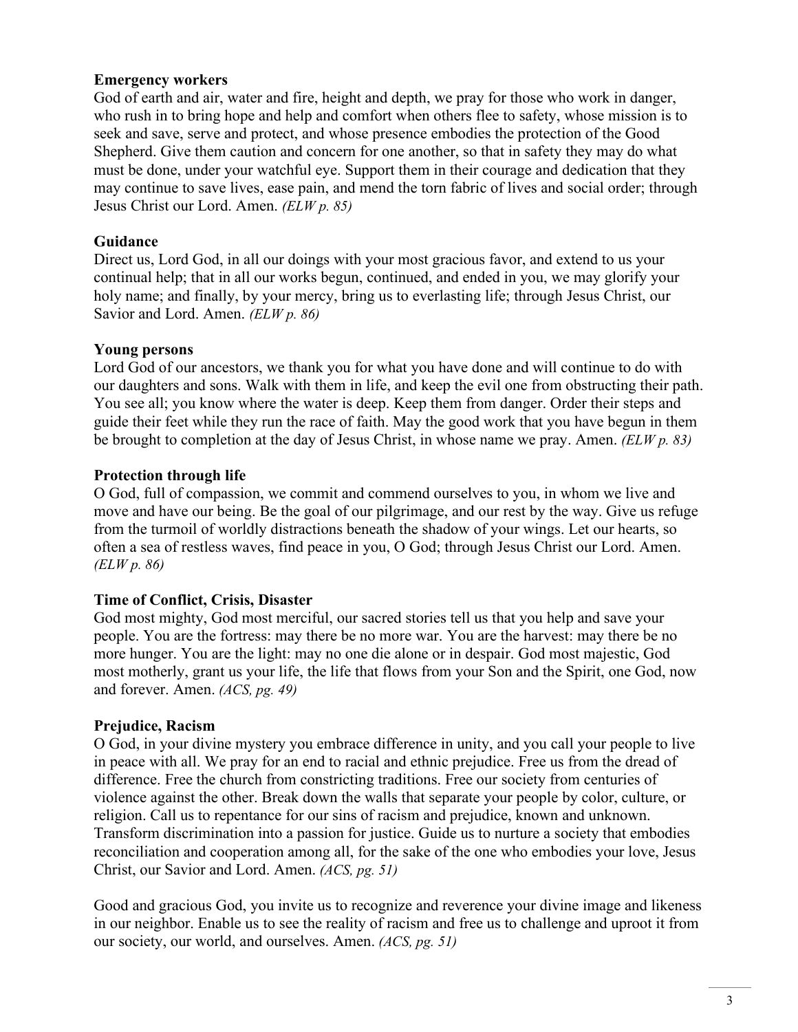**Emergency workers**

God of earth and air, water and fire, height and depth, we pray for those who work in danger, who rush in to bring hope and help and comfort when others flee to safety, whose mission is to seek and save, serve and protect, and whose presence embodies the protection of the Good Shepherd. Give them caution and concern for one another, so that in safety they may do what must be done, under your watchful eye. Support them in their courage and dedication that they may continue to save lives, ease pain, and mend the torn fabric of lives and social order; through Jesus Christ our Lord. Amen. *(ELW p. 85)*

**Guidance**

Direct us, Lord God, in all our doings with your most gracious favor, and extend to us your continual help; that in all our works begun, continued, and ended in you, we may glorify your holy name; and finally, by your mercy, bring us to everlasting life; through Jesus Christ, our Savior and Lord. Amen. *(ELW p. 86)*

**Young persons**

Lord God of our ancestors, we thank you for what you have done and will continue to do with our daughters and sons. Walk with them in life, and keep the evil one from obstructing their path. You see all; you know where the water is deep. Keep them from danger. Order their steps and guide their feet while they run the race of faith. May the good work that you have begun in them be brought to completion at the day of Jesus Christ, in whose name we pray. Amen. *(ELW p. 83)*

**Protection through life**

O God, full of compassion, we commit and commend ourselves to you, in whom we live and move and have our being. Be the goal of our pilgrimage, and our rest by the way. Give us refuge from the turmoil of worldly distractions beneath the shadow of your wings. Let our hearts, so often a sea of restless waves, find peace in you, O God; through Jesus Christ our Lord. Amen. *(ELW p. 86)*

**Time of Conflict, Crisis, Disaster**

God most mighty, God most merciful, our sacred stories tell us that you help and save your people. You are the fortress: may there be no more war. You are the harvest: may there be no more hunger. You are the light: may no one die alone or in despair. God most majestic, God most motherly, grant us your life, the life that flows from your Son and the Spirit, one God, now and forever. Amen. *(ACS, pg. 49)*

**Prejudice, Racism**

O God, in your divine mystery you embrace difference in unity, and you call your people to live in peace with all. We pray for an end to racial and ethnic prejudice. Free us from the dread of difference. Free the church from constricting traditions. Free our society from centuries of violence against the other. Break down the walls that separate your people by color, culture, or religion. Call us to repentance for our sins of racism and prejudice, known and unknown. Transform discrimination into a passion for justice. Guide us to nurture a society that embodies reconciliation and cooperation among all, for the sake of the one who embodies your love, Jesus Christ, our Savior and Lord. Amen. *(ACS, pg. 51)*

Good and gracious God, you invite us to recognize and reverence your divine image and likeness in our neighbor. Enable us to see the reality of racism and free us to challenge and uproot it from our society, our world, and ourselves. Amen. *(ACS, pg. 51)*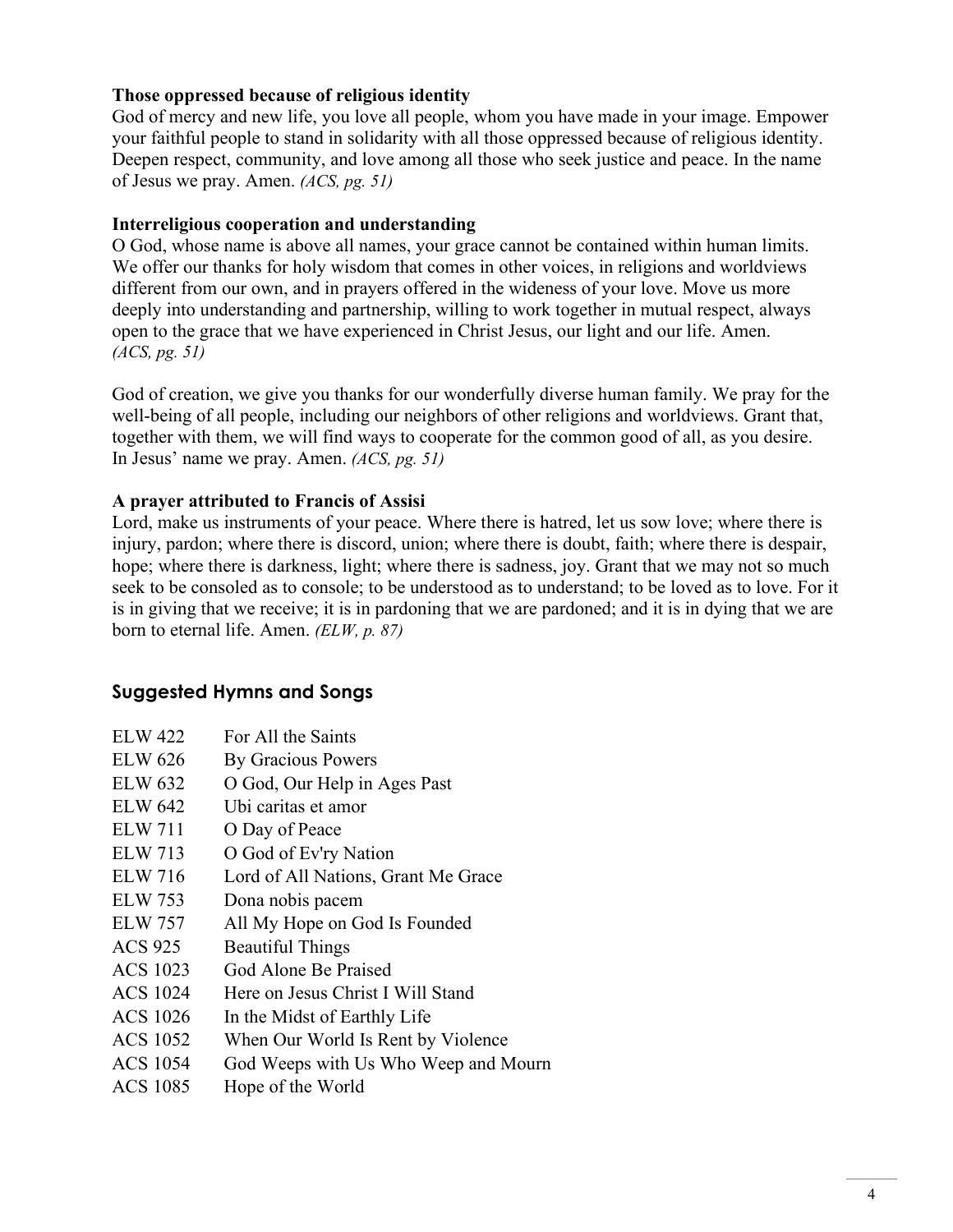**Those oppressed because of religious identity**
God of mercy and new life, you love all people, whom you have made in your image. Empower your faithful people to stand in solidarity with all those oppressed because of religious identity. Deepen respect, community, and love among all those who seek justice and peace. In the name of Jesus we pray. Amen. *(ACS, pg. 51)*

**Interreligious cooperation and understanding**
O God, whose name is above all names, your grace cannot be contained within human limits. We offer our thanks for holy wisdom that comes in other voices, in religions and worldviews different from our own, and in prayers offered in the wideness of your love. Move us more deeply into understanding and partnership, willing to work together in mutual respect, always open to the grace that we have experienced in Christ Jesus, our light and our life. Amen. *(ACS, pg. 51)*

God of creation, we give you thanks for our wonderfully diverse human family. We pray for the well-being of all people, including our neighbors of other religions and worldviews. Grant that, together with them, we will find ways to cooperate for the common good of all, as you desire. In Jesus' name we pray. Amen. *(ACS, pg. 51)*

**A prayer attributed to Francis of Assisi**
Lord, make us instruments of your peace. Where there is hatred, let us sow love; where there is injury, pardon; where there is discord, union; where there is doubt, faith; where there is despair, hope; where there is darkness, light; where there is sadness, joy. Grant that we may not so much seek to be consoled as to console; to be understood as to understand; to be loved as to love. For it is in giving that we receive; it is in pardoning that we are pardoned; and it is in dying that we are born to eternal life. Amen. *(ELW, p. 87)*

## Suggested Hymns and Songs

ELW 422 For All the Saints
ELW 626 By Gracious Powers
ELW 632 O God, Our Help in Ages Past
ELW 642 Ubi caritas et amor
ELW 711 O Day of Peace
ELW 713 O God of Ev'ry Nation
ELW 716 Lord of All Nations, Grant Me Grace
ELW 753 Dona nobis pacem
ELW 757 All My Hope on God Is Founded
ACS 925 Beautiful Things
ACS 1023 God Alone Be Praised
ACS 1024 Here on Jesus Christ I Will Stand
ACS 1026 In the Midst of Earthly Life
ACS 1052 When Our World Is Rent by Violence
ACS 1054 God Weeps with Us Who Weep and Mourn
ACS 1085 Hope of the World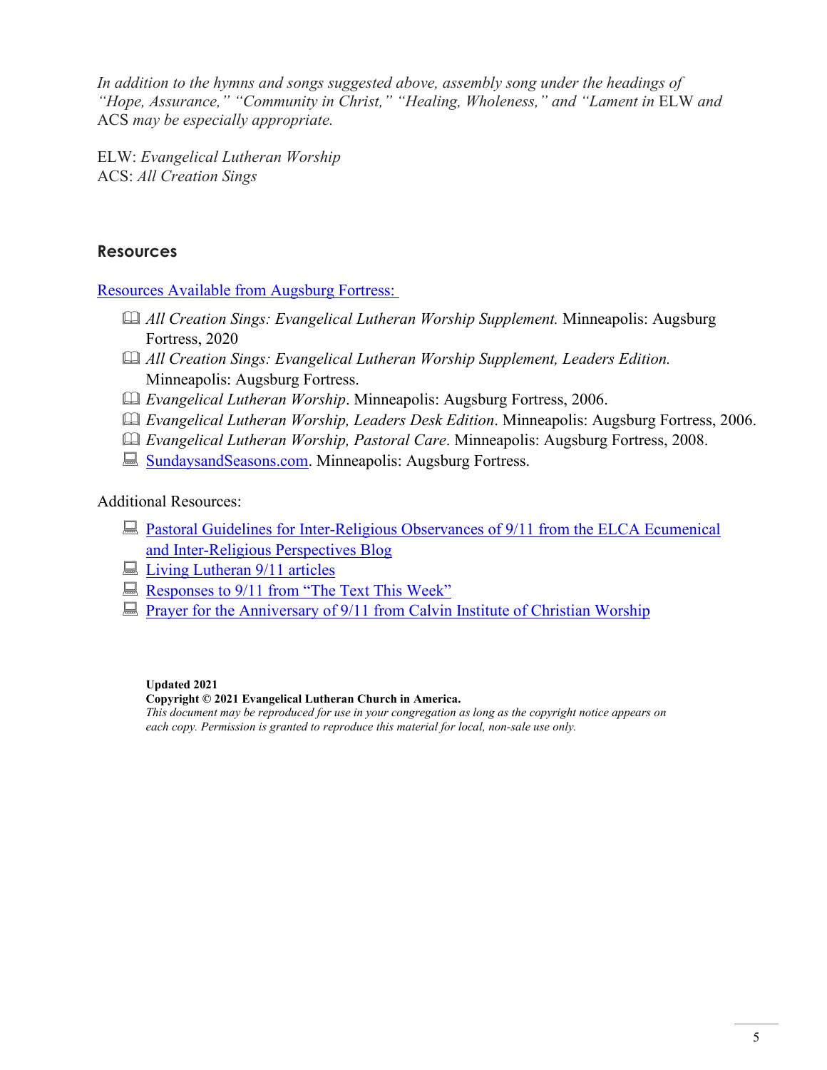*In addition to the hymns and songs suggested above, assembly song under the headings of "Hope, Assurance," "Community in Christ," "Healing, Wholeness," and "Lament in* ELW *and* ACS *may be especially appropriate.*

ELW: *Evangelical Lutheran Worship*
ACS: *All Creation Sings*

## Resources

Resources Available from Augsburg Fortress:

- *All Creation Sings: Evangelical Lutheran Worship Supplement.* Minneapolis: Augsburg Fortress, 2020
- *All Creation Sings: Evangelical Lutheran Worship Supplement, Leaders Edition.* Minneapolis: Augsburg Fortress.
- *Evangelical Lutheran Worship*. Minneapolis: Augsburg Fortress, 2006.
- *Evangelical Lutheran Worship, Leaders Desk Edition*. Minneapolis: Augsburg Fortress, 2006.
- *Evangelical Lutheran Worship, Pastoral Care*. Minneapolis: Augsburg Fortress, 2008.
- SundaysandSeasons.com. Minneapolis: Augsburg Fortress.

Additional Resources:

- Pastoral Guidelines for Inter-Religious Observances of 9/11 from the ELCA Ecumenical and Inter-Religious Perspectives Blog
- Living Lutheran 9/11 articles
- Responses to 9/11 from "The Text This Week"
- Prayer for the Anniversary of 9/11 from Calvin Institute of Christian Worship

**Updated 2021**
**Copyright © 2021 Evangelical Lutheran Church in America.**
*This document may be reproduced for use in your congregation as long as the copyright notice appears on each copy. Permission is granted to reproduce this material for local, non-sale use only.*